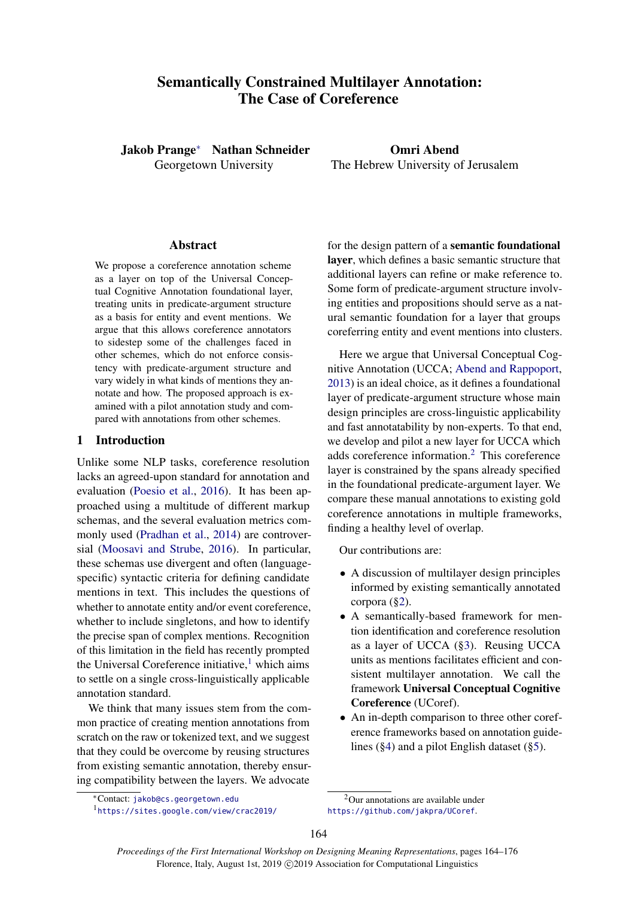# Semantically Constrained Multilayer Annotation: The Case of Coreference

**Jakob Prange*** **Nathan Schneider**
Georgetown University

**Omri Abend**
The Hebrew University of Jerusalem

## Abstract

We propose a coreference annotation scheme as a layer on top of the Universal Conceptual Cognitive Annotation foundational layer, treating units in predicate-argument structure as a basis for entity and event mentions. We argue that this allows coreference annotators to sidestep some of the challenges faced in other schemes, which do not enforce consistency with predicate-argument structure and vary widely in what kinds of mentions they annotate and how. The proposed approach is examined with a pilot annotation study and compared with annotations from other schemes.

## 1 Introduction

Unlike some NLP tasks, coreference resolution lacks an agreed-upon standard for annotation and evaluation (Poesio et al., 2016). It has been approached using a multitude of different markup schemas, and the several evaluation metrics commonly used (Pradhan et al., 2014) are controversial (Moosavi and Strube, 2016). In particular, these schemas use divergent and often (language-specific) syntactic criteria for defining candidate mentions in text. This includes the questions of whether to annotate entity and/or event coreference, whether to include singletons, and how to identify the precise span of complex mentions. Recognition of this limitation in the field has recently prompted the Universal Coreference initiative,[1] which aims to settle on a single cross-linguistically applicable annotation standard.

We think that many issues stem from the common practice of creating mention annotations from scratch on the raw or tokenized text, and we suggest that they could be overcome by reusing structures from existing semantic annotation, thereby ensuring compatibility between the layers. We advocate for the design pattern of a **semantic foundational layer**, which defines a basic semantic structure that additional layers can refine or make reference to. Some form of predicate-argument structure involving entities and propositions should serve as a natural semantic foundation for a layer that groups coreferring entity and event mentions into clusters.

Here we argue that Universal Conceptual Cognitive Annotation (UCCA; Abend and Rappoport, 2013) is an ideal choice, as it defines a foundational layer of predicate-argument structure whose main design principles are cross-linguistic applicability and fast annotatability by non-experts. To that end, we develop and pilot a new layer for UCCA which adds coreference information.[2] This coreference layer is constrained by the spans already specified in the foundational predicate-argument layer. We compare these manual annotations to existing gold coreference annotations in multiple frameworks, finding a healthy level of overlap.

Our contributions are:

- A discussion of multilayer design principles informed by existing semantically annotated corpora (§2).
- A semantically-based framework for mention identification and coreference resolution as a layer of UCCA (§3). Reusing UCCA units as mentions facilitates efficient and consistent multilayer annotation. We call the framework **Universal Conceptual Cognitive Coreference** (UCoref).
- An in-depth comparison to three other coreference frameworks based on annotation guidelines (§4) and a pilot English dataset (§5).

*Contact: jakob@cs.georgetown.edu

[1] https://sites.google.com/view/crac2019/

[2] Our annotations are available under https://github.com/jakpra/UCoref.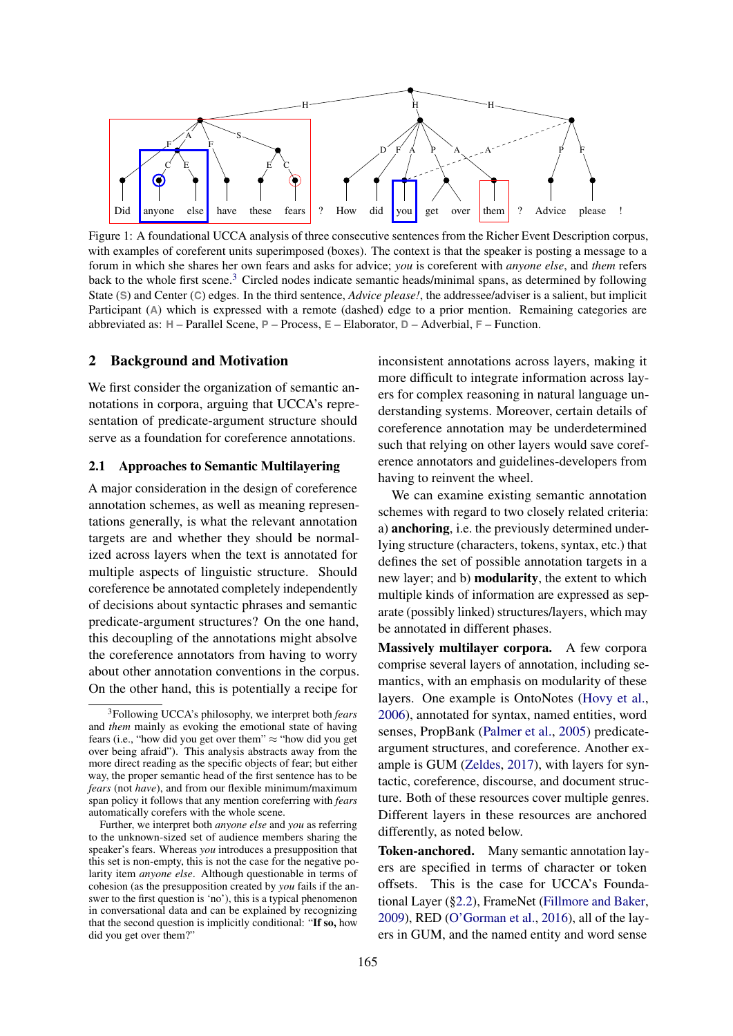Figure 1: A foundational UCCA analysis of three consecutive sentences from the Richer Event Description corpus, with examples of coreferent units superimposed (boxes). The context is that the speaker is posting a message to a forum in which she shares her own fears and asks for advice; *you* is coreferent with *anyone else*, and *them* refers back to the whole first scene.[3] Circled nodes indicate semantic heads/minimal spans, as determined by following State (S) and Center (C) edges. In the third sentence, *Advice please!*, the addressee/adviser is a salient, but implicit Participant (A) which is expressed with a remote (dashed) edge to a prior mention. Remaining categories are abbreviated as: H – Parallel Scene, P – Process, E – Elaborator, D – Adverbial, F – Function.

## 2 Background and Motivation

We first consider the organization of semantic annotations in corpora, arguing that UCCA's representation of predicate-argument structure should serve as a foundation for coreference annotations.

### 2.1 Approaches to Semantic Multilayering

A major consideration in the design of coreference annotation schemes, as well as meaning representations generally, is what the relevant annotation targets are and whether they should be normalized across layers when the text is annotated for multiple aspects of linguistic structure. Should coreference be annotated completely independently of decisions about syntactic phrases and semantic predicate-argument structures? On the one hand, this decoupling of the annotations might absolve the coreference annotators from having to worry about other annotation conventions in the corpus. On the other hand, this is potentially a recipe for inconsistent annotations across layers, making it more difficult to integrate information across layers for complex reasoning in natural language understanding systems. Moreover, certain details of coreference annotation may be underdetermined such that relying on other layers would save coreference annotators and guidelines-developers from having to reinvent the wheel.

We can examine existing semantic annotation schemes with regard to two closely related criteria: a) **anchoring**, i.e. the previously determined underlying structure (characters, tokens, syntax, etc.) that defines the set of possible annotation targets in a new layer; and b) **modularity**, the extent to which multiple kinds of information are expressed as separate (possibly linked) structures/layers, which may be annotated in different phases.

**Massively multilayer corpora.** A few corpora comprise several layers of annotation, including semantics, with an emphasis on modularity of these layers. One example is OntoNotes (Hovy et al., 2006), annotated for syntax, named entities, word senses, PropBank (Palmer et al., 2005) predicate-argument structures, and coreference. Another example is GUM (Zeldes, 2017), with layers for syntactic, coreference, discourse, and document structure. Both of these resources cover multiple genres. Different layers in these resources are anchored differently, as noted below.

**Token-anchored.** Many semantic annotation layers are specified in terms of character or token offsets. This is the case for UCCA's Foundational Layer (§2.2), FrameNet (Fillmore and Baker, 2009), RED (O'Gorman et al., 2016), all of the layers in GUM, and the named entity and word sense

[3] Following UCCA's philosophy, we interpret both *fears* and *them* mainly as evoking the emotional state of having fears (i.e., "how did you get over them" ≈ "how did you get over being afraid"). This analysis abstracts away from the more direct reading as the specific objects of fear; but either way, the proper semantic head of the first sentence has to be *fears* (not *have*), and from our flexible minimum/maximum span policy it follows that any mention coreferring with *fears* automatically corefers with the whole scene.

Further, we interpret both *anyone else* and *you* as referring to the unknown-sized set of audience members sharing the speaker's fears. Whereas *you* introduces a presupposition that this set is non-empty, this is not the case for the negative polarity item *anyone else*. Although questionable in terms of cohesion (as the presupposition created by *you* fails if the answer to the first question is 'no'), this is a typical phenomenon in conversational data and can be explained by recognizing that the second question is implicitly conditional: "**If so,** how did you get over them?"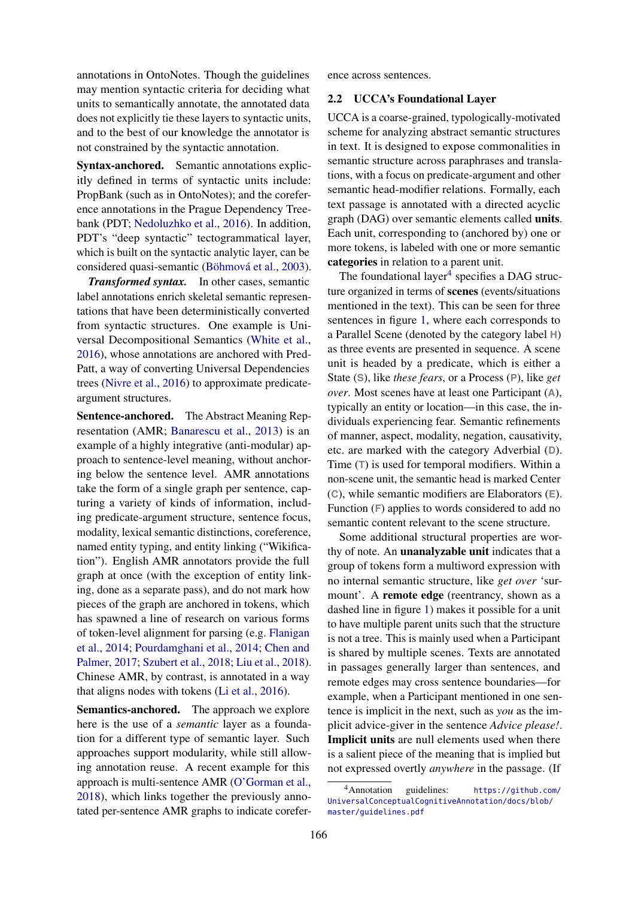annotations in OntoNotes. Though the guidelines may mention syntactic criteria for deciding what units to semantically annotate, the annotated data does not explicitly tie these layers to syntactic units, and to the best of our knowledge the annotator is not constrained by the syntactic annotation.

**Syntax-anchored.** Semantic annotations explicitly defined in terms of syntactic units include: PropBank (such as in OntoNotes); and the coreference annotations in the Prague Dependency Treebank (PDT; Nedoluzhko et al., 2016). In addition, PDT's "deep syntactic" tectogrammatical layer, which is built on the syntactic analytic layer, can be considered quasi-semantic (Böhmová et al., 2003).

***Transformed syntax.*** In other cases, semantic label annotations enrich skeletal semantic representations that have been deterministically converted from syntactic structures. One example is Universal Decompositional Semantics (White et al., 2016), whose annotations are anchored with PredPatt, a way of converting Universal Dependencies trees (Nivre et al., 2016) to approximate predicate-argument structures.

**Sentence-anchored.** The Abstract Meaning Representation (AMR; Banarescu et al., 2013) is an example of a highly integrative (anti-modular) approach to sentence-level meaning, without anchoring below the sentence level. AMR annotations take the form of a single graph per sentence, capturing a variety of kinds of information, including predicate-argument structure, sentence focus, modality, lexical semantic distinctions, coreference, named entity typing, and entity linking ("Wikification"). English AMR annotators provide the full graph at once (with the exception of entity linking, done as a separate pass), and do not mark how pieces of the graph are anchored in tokens, which has spawned a line of research on various forms of token-level alignment for parsing (e.g. Flanigan et al., 2014; Pourdamghani et al., 2014; Chen and Palmer, 2017; Szubert et al., 2018; Liu et al., 2018). Chinese AMR, by contrast, is annotated in a way that aligns nodes with tokens (Li et al., 2016).

**Semantics-anchored.** The approach we explore here is the use of a *semantic* layer as a foundation for a different type of semantic layer. Such approaches support modularity, while still allowing annotation reuse. A recent example for this approach is multi-sentence AMR (O'Gorman et al., 2018), which links together the previously annotated per-sentence AMR graphs to indicate coreference across sentences.

## 2.2 UCCA's Foundational Layer

UCCA is a coarse-grained, typologically-motivated scheme for analyzing abstract semantic structures in text. It is designed to expose commonalities in semantic structure across paraphrases and translations, with a focus on predicate-argument and other semantic head-modifier relations. Formally, each text passage is annotated with a directed acyclic graph (DAG) over semantic elements called **units**. Each unit, corresponding to (anchored by) one or more tokens, is labeled with one or more semantic **categories** in relation to a parent unit.

The foundational layer[4] specifies a DAG structure organized in terms of **scenes** (events/situations mentioned in the text). This can be seen for three sentences in figure 1, where each corresponds to a Parallel Scene (denoted by the category label H) as three events are presented in sequence. A scene unit is headed by a predicate, which is either a State (S), like *these fears*, or a Process (P), like *get over*. Most scenes have at least one Participant (A), typically an entity or location—in this case, the individuals experiencing fear. Semantic refinements of manner, aspect, modality, negation, causativity, etc. are marked with the category Adverbial (D). Time (T) is used for temporal modifiers. Within a non-scene unit, the semantic head is marked Center (C), while semantic modifiers are Elaborators (E). Function (F) applies to words considered to add no semantic content relevant to the scene structure.

Some additional structural properties are worthy of note. An **unanalyzable unit** indicates that a group of tokens form a multiword expression with no internal semantic structure, like *get over* 'surmount'. A **remote edge** (reentrancy, shown as a dashed line in figure 1) makes it possible for a unit to have multiple parent units such that the structure is not a tree. This is mainly used when a Participant is shared by multiple scenes. Texts are annotated in passages generally larger than sentences, and remote edges may cross sentence boundaries—for example, when a Participant mentioned in one sentence is implicit in the next, such as *you* as the implicit advice-giver in the sentence *Advice please!*. **Implicit units** are null elements used when there is a salient piece of the meaning that is implied but not expressed overtly *anywhere* in the passage. (If

[4] Annotation guidelines: https://github.com/UniversalConceptualCognitiveAnnotation/docs/blob/master/guidelines.pdf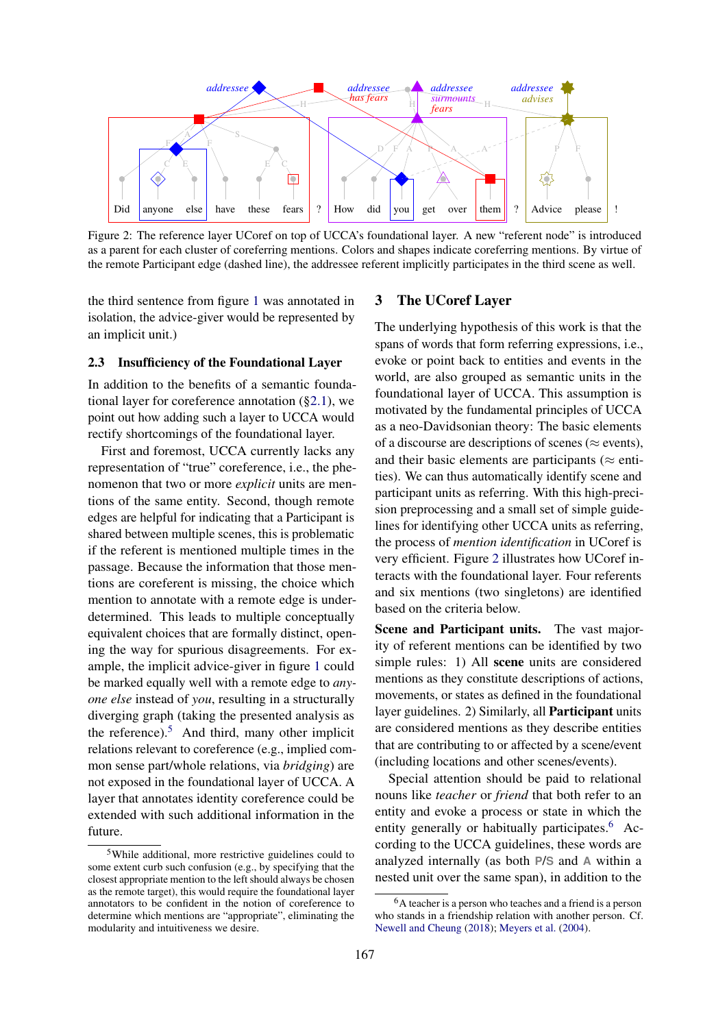Figure 2: The reference layer UCoref on top of UCCA's foundational layer. A new "referent node" is introduced as a parent for each cluster of coreferring mentions. Colors and shapes indicate coreferring mentions. By virtue of the remote Participant edge (dashed line), the addressee referent implicitly participates in the third scene as well.

the third sentence from figure 1 was annotated in isolation, the advice-giver would be represented by an implicit unit.)

### 2.3 Insufficiency of the Foundational Layer

In addition to the benefits of a semantic foundational layer for coreference annotation (§2.1), we point out how adding such a layer to UCCA would rectify shortcomings of the foundational layer.

First and foremost, UCCA currently lacks any representation of "true" coreference, i.e., the phenomenon that two or more *explicit* units are mentions of the same entity. Second, though remote edges are helpful for indicating that a Participant is shared between multiple scenes, this is problematic if the referent is mentioned multiple times in the passage. Because the information that those mentions are coreferent is missing, the choice which mention to annotate with a remote edge is underdetermined. This leads to multiple conceptually equivalent choices that are formally distinct, opening the way for spurious disagreements. For example, the implicit advice-giver in figure 1 could be marked equally well with a remote edge to *anyone else* instead of *you*, resulting in a structurally diverging graph (taking the presented analysis as the reference).[5] And third, many other implicit relations relevant to coreference (e.g., implied common sense part/whole relations, via *bridging*) are not exposed in the foundational layer of UCCA. A layer that annotates identity coreference could be extended with such additional information in the future.

[5] While additional, more restrictive guidelines could to some extent curb such confusion (e.g., by specifying that the closest appropriate mention to the left should always be chosen as the remote target), this would require the foundational layer annotators to be confident in the notion of coreference to determine which mentions are "appropriate", eliminating the modularity and intuitiveness we desire.

## 3 The UCoref Layer

The underlying hypothesis of this work is that the spans of words that form referring expressions, i.e., evoke or point back to entities and events in the world, are also grouped as semantic units in the foundational layer of UCCA. This assumption is motivated by the fundamental principles of UCCA as a neo-Davidsonian theory: The basic elements of a discourse are descriptions of scenes (≈ events), and their basic elements are participants (≈ entities). We can thus automatically identify scene and participant units as referring. With this high-precision preprocessing and a small set of simple guidelines for identifying other UCCA units as referring, the process of *mention identification* in UCoref is very efficient. Figure 2 illustrates how UCoref interacts with the foundational layer. Four referents and six mentions (two singletons) are identified based on the criteria below.

**Scene and Participant units.** The vast majority of referent mentions can be identified by two simple rules: 1) All **scene** units are considered mentions as they constitute descriptions of actions, movements, or states as defined in the foundational layer guidelines. 2) Similarly, all **Participant** units are considered mentions as they describe entities that are contributing to or affected by a scene/event (including locations and other scenes/events).

Special attention should be paid to relational nouns like *teacher* or *friend* that both refer to an entity and evoke a process or state in which the entity generally or habitually participates.[6] According to the UCCA guidelines, these words are analyzed internally (as both **P/S** and **A** within a nested unit over the same span), in addition to the

[6] A teacher is a person who teaches and a friend is a person who stands in a friendship relation with another person. Cf. Newell and Cheung (2018); Meyers et al. (2004).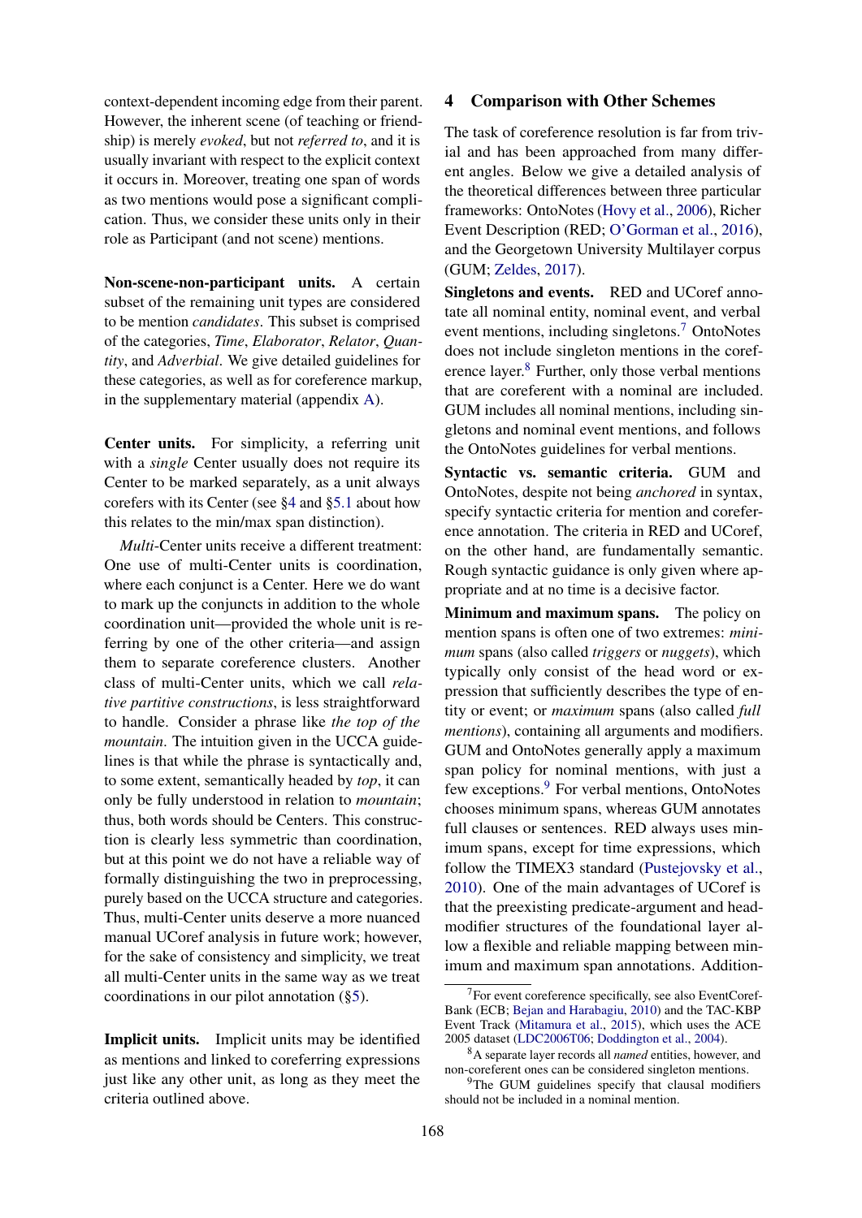context-dependent incoming edge from their parent. However, the inherent scene (of teaching or friendship) is merely *evoked*, but not *referred to*, and it is usually invariant with respect to the explicit context it occurs in. Moreover, treating one span of words as two mentions would pose a significant complication. Thus, we consider these units only in their role as Participant (and not scene) mentions.

**Non-scene-non-participant units.** A certain subset of the remaining unit types are considered to be mention *candidates*. This subset is comprised of the categories, *Time*, *Elaborator*, *Relator*, *Quantity*, and *Adverbial*. We give detailed guidelines for these categories, as well as for coreference markup, in the supplementary material (appendix A).

**Center units.** For simplicity, a referring unit with a *single* Center usually does not require its Center to be marked separately, as a unit always corefers with its Center (see §4 and §5.1 about how this relates to the min/max span distinction).

*Multi*-Center units receive a different treatment: One use of multi-Center units is coordination, where each conjunct is a Center. Here we do want to mark up the conjuncts in addition to the whole coordination unit—provided the whole unit is referring by one of the other criteria—and assign them to separate coreference clusters. Another class of multi-Center units, which we call *relative partitive constructions*, is less straightforward to handle. Consider a phrase like *the top of the mountain*. The intuition given in the UCCA guidelines is that while the phrase is syntactically and, to some extent, semantically headed by *top*, it can only be fully understood in relation to *mountain*; thus, both words should be Centers. This construction is clearly less symmetric than coordination, but at this point we do not have a reliable way of formally distinguishing the two in preprocessing, purely based on the UCCA structure and categories. Thus, multi-Center units deserve a more nuanced manual UCoref analysis in future work; however, for the sake of consistency and simplicity, we treat all multi-Center units in the same way as we treat coordinations in our pilot annotation (§5).

**Implicit units.** Implicit units may be identified as mentions and linked to coreferring expressions just like any other unit, as long as they meet the criteria outlined above.

## 4 Comparison with Other Schemes

The task of coreference resolution is far from trivial and has been approached from many different angles. Below we give a detailed analysis of the theoretical differences between three particular frameworks: OntoNotes (Hovy et al., 2006), Richer Event Description (RED; O'Gorman et al., 2016), and the Georgetown University Multilayer corpus (GUM; Zeldes, 2017).

**Singletons and events.** RED and UCoref annotate all nominal entity, nominal event, and verbal event mentions, including singletons.[7] OntoNotes does not include singleton mentions in the coreference layer.[8] Further, only those verbal mentions that are coreferent with a nominal are included. GUM includes all nominal mentions, including singletons and nominal event mentions, and follows the OntoNotes guidelines for verbal mentions.

**Syntactic vs. semantic criteria.** GUM and OntoNotes, despite not being *anchored* in syntax, specify syntactic criteria for mention and coreference annotation. The criteria in RED and UCoref, on the other hand, are fundamentally semantic. Rough syntactic guidance is only given where appropriate and at no time is a decisive factor.

**Minimum and maximum spans.** The policy on mention spans is often one of two extremes: *minimum* spans (also called *triggers* or *nuggets*), which typically only consist of the head word or expression that sufficiently describes the type of entity or event; or *maximum* spans (also called *full mentions*), containing all arguments and modifiers. GUM and OntoNotes generally apply a maximum span policy for nominal mentions, with just a few exceptions.[9] For verbal mentions, OntoNotes chooses minimum spans, whereas GUM annotates full clauses or sentences. RED always uses minimum spans, except for time expressions, which follow the TIMEX3 standard (Pustejovsky et al., 2010). One of the main advantages of UCoref is that the preexisting predicate-argument and head-modifier structures of the foundational layer allow a flexible and reliable mapping between minimum and maximum span annotations. Addition-

[7] For event coreference specifically, see also EventCorefBank (ECB; Bejan and Harabagiu, 2010) and the TAC-KBP Event Track (Mitamura et al., 2015), which uses the ACE 2005 dataset (LDC2006T06; Doddington et al., 2004).

[8] A separate layer records all *named* entities, however, and non-coreferent ones can be considered singleton mentions.

[9] The GUM guidelines specify that clausal modifiers should not be included in a nominal mention.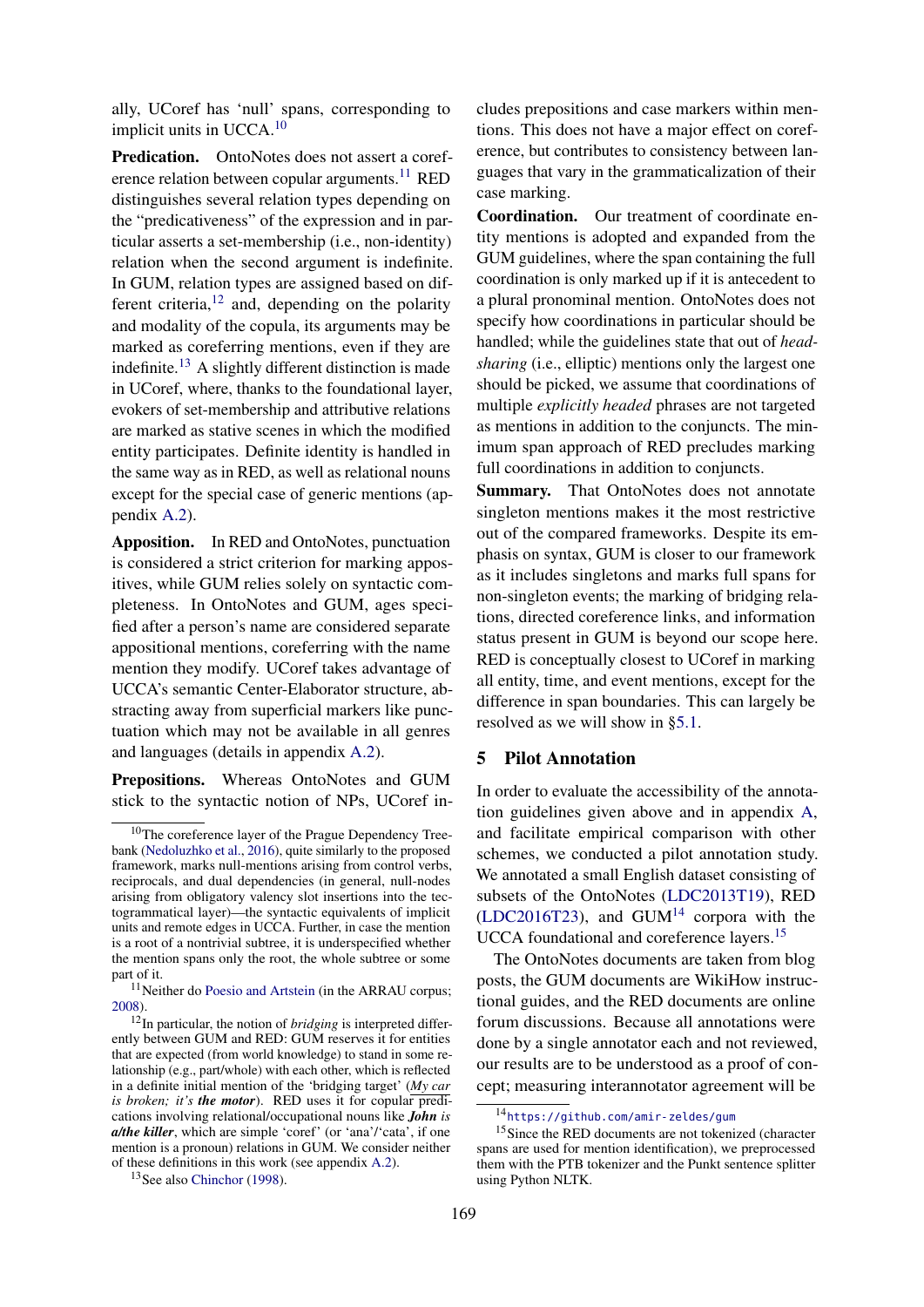ally, UCoref has 'null' spans, corresponding to implicit units in UCCA.[10]

**Predication.** OntoNotes does not assert a coreference relation between copular arguments.[11] RED distinguishes several relation types depending on the "predicativeness" of the expression and in particular asserts a set-membership (i.e., non-identity) relation when the second argument is indefinite. In GUM, relation types are assigned based on different criteria,[12] and, depending on the polarity and modality of the copula, its arguments may be marked as coreferring mentions, even if they are indefinite.[13] A slightly different distinction is made in UCoref, where, thanks to the foundational layer, evokers of set-membership and attributive relations are marked as stative scenes in which the modified entity participates. Definite identity is handled in the same way as in RED, as well as relational nouns except for the special case of generic mentions (appendix A.2).

**Apposition.** In RED and OntoNotes, punctuation is considered a strict criterion for marking appositives, while GUM relies solely on syntactic completeness. In OntoNotes and GUM, ages specified after a person's name are considered separate appositional mentions, coreferring with the name mention they modify. UCoref takes advantage of UCCA's semantic Center-Elaborator structure, abstracting away from superficial markers like punctuation which may not be available in all genres and languages (details in appendix A.2).

**Prepositions.** Whereas OntoNotes and GUM stick to the syntactic notion of NPs, UCoref includes prepositions and case markers within mentions. This does not have a major effect on coreference, but contributes to consistency between languages that vary in the grammaticalization of their case marking.

**Coordination.** Our treatment of coordinate entity mentions is adopted and expanded from the GUM guidelines, where the span containing the full coordination is only marked up if it is antecedent to a plural pronominal mention. OntoNotes does not specify how coordinations in particular should be handled; while the guidelines state that out of *head-sharing* (i.e., elliptic) mentions only the largest one should be picked, we assume that coordinations of multiple *explicitly headed* phrases are not targeted as mentions in addition to the conjuncts. The minimum span approach of RED precludes marking full coordinations in addition to conjuncts.

**Summary.** That OntoNotes does not annotate singleton mentions makes it the most restrictive out of the compared frameworks. Despite its emphasis on syntax, GUM is closer to our framework as it includes singletons and marks full spans for non-singleton events; the marking of bridging relations, directed coreference links, and information status present in GUM is beyond our scope here. RED is conceptually closest to UCoref in marking all entity, time, and event mentions, except for the difference in span boundaries. This can largely be resolved as we will show in §5.1.

## 5 Pilot Annotation

In order to evaluate the accessibility of the annotation guidelines given above and in appendix A, and facilitate empirical comparison with other schemes, we conducted a pilot annotation study. We annotated a small English dataset consisting of subsets of the OntoNotes (LDC2013T19), RED (LDC2016T23), and GUM[14] corpora with the UCCA foundational and coreference layers.[15]

The OntoNotes documents are taken from blog posts, the GUM documents are WikiHow instructional guides, and the RED documents are online forum discussions. Because all annotations were done by a single annotator each and not reviewed, our results are to be understood as a proof of concept; measuring interannotator agreement will be

---

[10] The coreference layer of the Prague Dependency Treebank (Nedoluzhko et al., 2016), quite similarly to the proposed framework, marks null-mentions arising from control verbs, reciprocals, and dual dependencies (in general, null-nodes arising from obligatory valency slot insertions into the tectogrammatical layer)—the syntactic equivalents of implicit units and remote edges in UCCA. Further, in case the mention is a root of a nontrivial subtree, it is underspecified whether the mention spans only the root, the whole subtree or some part of it.

[11] Neither do Poesio and Artstein (in the ARRAU corpus; 2008).

[12] In particular, the notion of *bridging* is interpreted differently between GUM and RED: GUM reserves it for entities that are expected (from world knowledge) to stand in some relationship (e.g., part/whole) with each other, which is reflected in a definite initial mention of the 'bridging target' (*My car is broken; it's **the motor***). RED uses it for copular predications involving relational/occupational nouns like ***John** is **a/the killer***, which are simple 'coref' (or 'ana'/'cata', if one mention is a pronoun) relations in GUM. We consider neither of these definitions in this work (see appendix A.2).

[13] See also Chinchor (1998).

[14] https://github.com/amir-zeldes/gum

[15] Since the RED documents are not tokenized (character spans are used for mention identification), we preprocessed them with the PTB tokenizer and the Punkt sentence splitter using Python NLTK.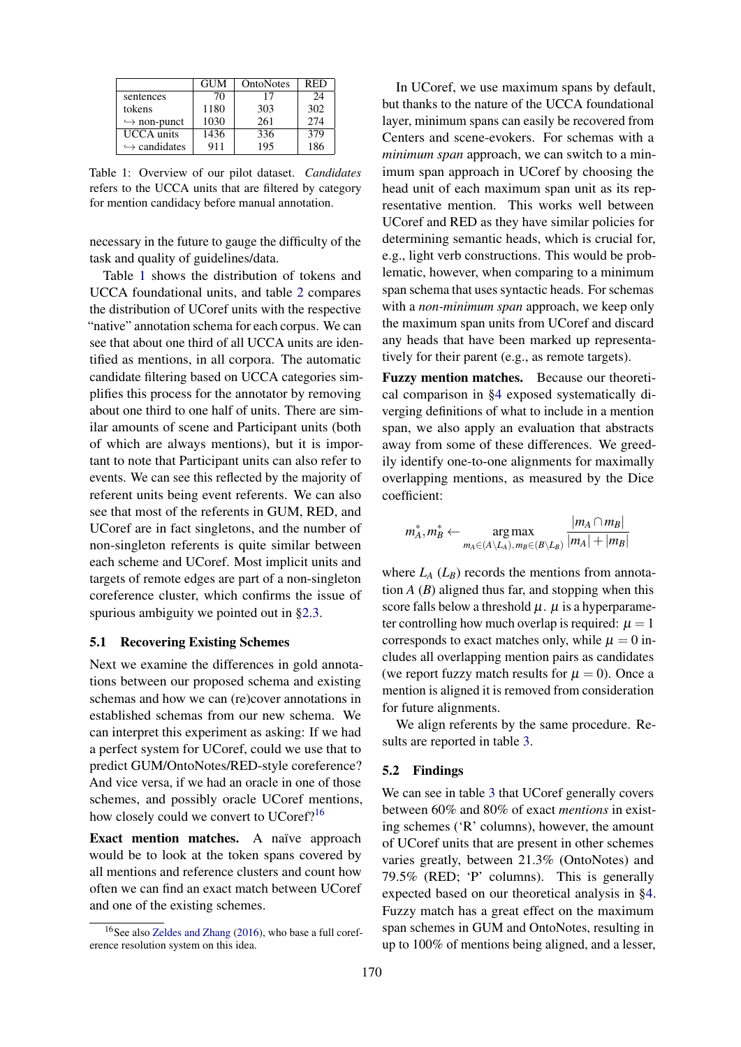|  | GUM | OntoNotes | RED |
|---|---|---|---|
| sentences | 70 | 17 | 24 |
| tokens | 1180 | 303 | 302 |
| ↪ non-punct | 1030 | 261 | 274 |
| UCCA units | 1436 | 336 | 379 |
| ↪ candidates | 911 | 195 | 186 |

Table 1: Overview of our pilot dataset. *Candidates* refers to the UCCA units that are filtered by category for mention candidacy before manual annotation.

necessary in the future to gauge the difficulty of the task and quality of guidelines/data.

Table 1 shows the distribution of tokens and UCCA foundational units, and table 2 compares the distribution of UCoref units with the respective "native" annotation schema for each corpus. We can see that about one third of all UCCA units are identified as mentions, in all corpora. The automatic candidate filtering based on UCCA categories simplifies this process for the annotator by removing about one third to one half of units. There are similar amounts of scene and Participant units (both of which are always mentions), but it is important to note that Participant units can also refer to events. We can see this reflected by the majority of referent units being event referents. We can also see that most of the referents in GUM, RED, and UCoref are in fact singletons, and the number of non-singleton referents is quite similar between each scheme and UCoref. Most implicit units and targets of remote edges are part of a non-singleton coreference cluster, which confirms the issue of spurious ambiguity we pointed out in §2.3.

### 5.1 Recovering Existing Schemes

Next we examine the differences in gold annotations between our proposed schema and existing schemas and how we can (re)cover annotations in established schemas from our new schema. We can interpret this experiment as asking: If we had a perfect system for UCoref, could we use that to predict GUM/OntoNotes/RED-style coreference? And vice versa, if we had an oracle in one of those schemes, and possibly oracle UCoref mentions, how closely could we convert to UCoref?[16]

**Exact mention matches.** A naïve approach would be to look at the token spans covered by all mentions and reference clusters and count how often we can find an exact match between UCoref and one of the existing schemes.

[16] See also Zeldes and Zhang (2016), who base a full coreference resolution system on this idea.

In UCoref, we use maximum spans by default, but thanks to the nature of the UCCA foundational layer, minimum spans can easily be recovered from Centers and scene-evokers. For schemas with a *minimum span* approach, we can switch to a minimum span approach in UCoref by choosing the head unit of each maximum span unit as its representative mention. This works well between UCoref and RED as they have similar policies for determining semantic heads, which is crucial for, e.g., light verb constructions. This would be problematic, however, when comparing to a minimum span schema that uses syntactic heads. For schemas with a *non-minimum span* approach, we keep only the maximum span units from UCoref and discard any heads that have been marked up representatively for their parent (e.g., as remote targets).

**Fuzzy mention matches.** Because our theoretical comparison in §4 exposed systematically diverging definitions of what to include in a mention span, we also apply an evaluation that abstracts away from some of these differences. We greedily identify one-to-one alignments for maximally overlapping mentions, as measured by the Dice coefficient:

$$m_A^*, m_B^* \leftarrow \underset{m_A \in (A \setminus L_A),\, m_B \in (B \setminus L_B)}{\arg\max} \frac{|m_A \cap m_B|}{|m_A| + |m_B|}$$

where $L_A$ ($L_B$) records the mentions from annotation $A$ ($B$) aligned thus far, and stopping when this score falls below a threshold $\mu$. $\mu$ is a hyperparameter controlling how much overlap is required: $\mu = 1$ corresponds to exact matches only, while $\mu = 0$ includes all overlapping mention pairs as candidates (we report fuzzy match results for $\mu = 0$). Once a mention is aligned it is removed from consideration for future alignments.

We align referents by the same procedure. Results are reported in table 3.

### 5.2 Findings

We can see in table 3 that UCoref generally covers between 60% and 80% of exact *mentions* in existing schemes ('R' columns), however, the amount of UCoref units that are present in other schemes varies greatly, between 21.3% (OntoNotes) and 79.5% (RED; 'P' columns). This is generally expected based on our theoretical analysis in §4. Fuzzy match has a great effect on the maximum span schemes in GUM and OntoNotes, resulting in up to 100% of mentions being aligned, and a lesser,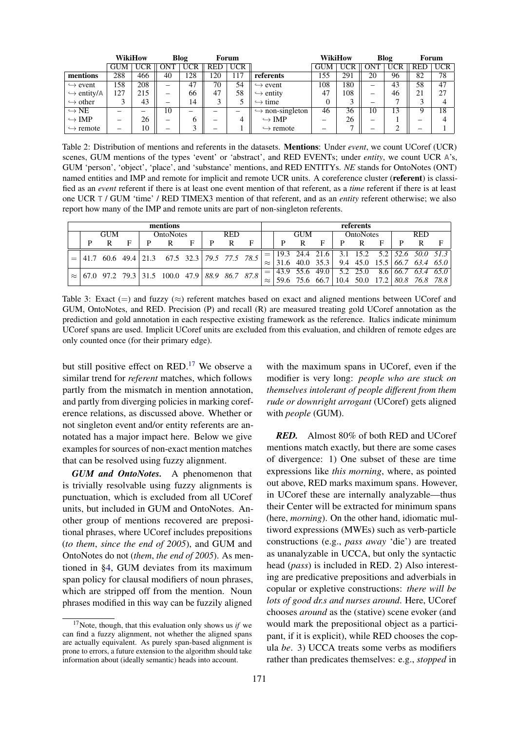|  | WikiHow |  | Blog |  | Forum |  |  | WikiHow |  | Blog |  | Forum |  |
|---|---|---|---|---|---|---|---|---|---|---|---|---|---|
|  | GUM | UCR | ONT | UCR | RED | UCR |  | GUM | UCR | ONT | UCR | RED | UCR |
| **mentions** | 288 | 466 | 40 | 128 | 120 | 117 | **referents** | 155 | 291 | 20 | 96 | 82 | 78 |
| ↪ event | 158 | 208 | – | 47 | 70 | 54 | ↪ event | 108 | 180 | – | 43 | 58 | 47 |
| ↪ entity/A | 127 | 215 | – | 66 | 47 | 58 | ↪ entity | 47 | 108 | – | 46 | 21 | 27 |
| ↪ other | 3 | 43 | – | 14 | 3 | 5 | ↪ time | 0 | 3 | – | 7 | 3 | 4 |
| ↪ NE | – | – | 10 | – | – | – | ↪ non-singleton | 46 | 36 | 10 | 13 | 9 | 18 |
| ↪ IMP | – | 26 | – | 6 | – | 4 | ↪ IMP | – | 26 | – | 1 | – | 4 |
| ↪ remote | – | 10 | – | 3 | – | 1 | ↪ remote | – | 7 | – | 2 | – | 1 |

Table 2: Distribution of mentions and referents in the datasets. **Mentions**: Under *event*, we count UCoref (UCR) scenes, GUM mentions of the types 'event' or 'abstract', and RED EVENTs; under *entity*, we count UCR A's, GUM 'person', 'object', 'place', and 'substance' mentions, and RED ENTITYs. *NE* stands for OntoNotes (ONT) named entities and IMP and remote for implicit and remote UCR units. A coreference cluster (**referent**) is classified as an *event* referent if there is at least one event mention of that referent, as a *time* referent if there is at least one UCR T / GUM 'time' / RED TIMEX3 mention of that referent, and as an *entity* referent otherwise; we also report how many of the IMP and remote units are part of non-singleton referents.

| mentions |  |  |  |  |  |  |  |  |  | referents |  |  |  |  |  |  |  |  |  |
|---|---|---|---|---|---|---|---|---|---|---|---|---|---|---|---|---|---|---|---|
|  | GUM |  |  | OntoNotes |  |  | RED |  |  |  | GUM |  |  | OntoNotes |  |  | RED |  |  |
|  | P | R | F | P | R | F | P | R | F |  | P | R | F | P | R | F | P | R | F |
| = | 41.7 | 60.6 | 49.4 | 21.3 | 67.5 | 32.3 | *79.5* | *77.5* | *78.5* | = | 19.3 | 24.4 | 21.6 | 3.1 | 15.2 | 5.2 | *52.6* | *50.0* | *51.3* |
|  |  |  |  |  |  |  |  |  |  | ≈ | 31.6 | 40.0 | 35.3 | 9.4 | 45.0 | 15.5 | *66.7* | *63.4* | *65.0* |
| ≈ | 67.0 | 97.2 | 79.3 | 31.5 | 100.0 | 47.9 | *88.9* | *86.7* | *87.8* | = | 43.9 | 55.6 | 49.0 | 5.2 | 25.0 | 8.6 | *66.7* | *63.4* | *65.0* |
|  |  |  |  |  |  |  |  |  |  | ≈ | 59.6 | 75.6 | 66.7 | 10.4 | 50.0 | 17.2 | *80.8* | *76.8* | *78.8* |

Table 3: Exact (=) and fuzzy (≈) referent matches based on exact and aligned mentions between UCoref and GUM, OntoNotes, and RED. Precision (P) and recall (R) are measured treating gold UCoref annotation as the prediction and gold annotation in each respective existing framework as the reference. Italics indicate minimum UCoref spans are used. Implicit UCoref units are excluded from this evaluation, and children of remote edges are only counted once (for their primary edge).

but still positive effect on RED.[17] We observe a similar trend for *referent* matches, which follows partly from the mismatch in mention annotation, and partly from diverging policies in marking coreference relations, as discussed above. Whether or not singleton event and/or entity referents are annotated has a major impact here. Below we give examples for sources of non-exact mention matches that can be resolved using fuzzy alignment.

***GUM and OntoNotes.*** A phenomenon that is trivially resolvable using fuzzy alignments is punctuation, which is excluded from all UCoref units, but included in GUM and OntoNotes. Another group of mentions recovered are prepositional phrases, where UCoref includes prepositions (*to them*, *since the end of 2005*), and GUM and OntoNotes do not (*them*, *the end of 2005*). As mentioned in §4, GUM deviates from its maximum span policy for clausal modifiers of noun phrases, which are stripped off from the mention. Noun phrases modified in this way can be fuzzily aligned with the maximum spans in UCoref, even if the modifier is very long: *people who are stuck on themselves intolerant of people different from them rude or downright arrogant* (UCoref) gets aligned with *people* (GUM).

***RED.*** Almost 80% of both RED and UCoref mentions match exactly, but there are some cases of divergence: 1) One subset of these are time expressions like *this morning*, where, as pointed out above, RED marks maximum spans. However, in UCoref these are internally analyzable—thus their Center will be extracted for minimum spans (here, *morning*). On the other hand, idiomatic multiword expressions (MWEs) such as verb-particle constructions (e.g., *pass away* 'die') are treated as unanalyzable in UCCA, but only the syntactic head (*pass*) is included in RED. 2) Also interesting are predicative prepositions and adverbials in copular or expletive constructions: *there will be lots of good dr.s and nurses around*. Here, UCoref chooses *around* as the (stative) scene evoker (and would mark the prepositional object as a participant, if it is explicit), while RED chooses the copula *be*. 3) UCCA treats some verbs as modifiers rather than predicates themselves: e.g., *stopped* in

[17] Note, though, that this evaluation only shows us *if* we can find a fuzzy alignment, not whether the aligned spans are actually equivalent. As purely span-based alignment is prone to errors, a future extension to the algorithm should take information about (ideally semantic) heads into account.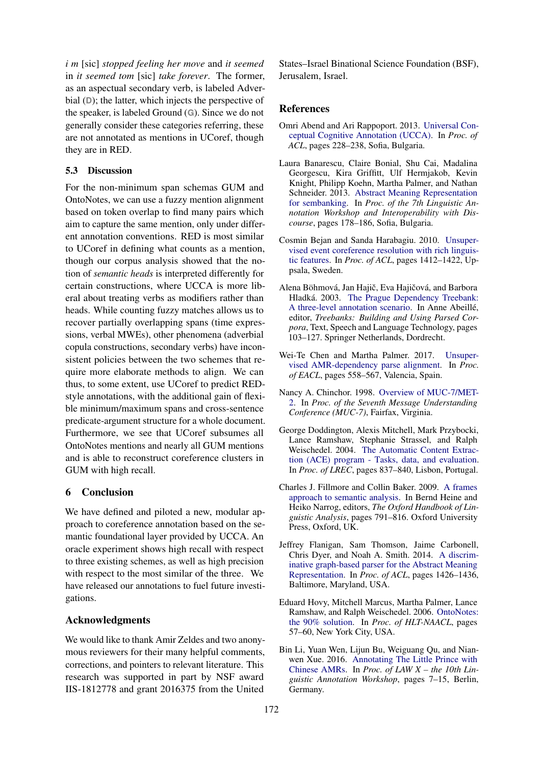*i m* [sic] *stopped feeling her move* and *it seemed* in *it seemed tom* [sic] *take forever*. The former, as an aspectual secondary verb, is labeled Adverbial (D); the latter, which injects the perspective of the speaker, is labeled Ground (G). Since we do not generally consider these categories referring, these are not annotated as mentions in UCoref, though they are in RED.

### 5.3 Discussion

For the non-minimum span schemas GUM and OntoNotes, we can use a fuzzy mention alignment based on token overlap to find many pairs which aim to capture the same mention, only under different annotation conventions. RED is most similar to UCoref in defining what counts as a mention, though our corpus analysis showed that the notion of *semantic heads* is interpreted differently for certain constructions, where UCCA is more liberal about treating verbs as modifiers rather than heads. While counting fuzzy matches allows us to recover partially overlapping spans (time expressions, verbal MWEs), other phenomena (adverbial copula constructions, secondary verbs) have inconsistent policies between the two schemes that require more elaborate methods to align. We can thus, to some extent, use UCoref to predict RED-style annotations, with the additional gain of flexible minimum/maximum spans and cross-sentence predicate-argument structure for a whole document. Furthermore, we see that UCoref subsumes all OntoNotes mentions and nearly all GUM mentions and is able to reconstruct coreference clusters in GUM with high recall.

## 6 Conclusion

We have defined and piloted a new, modular approach to coreference annotation based on the semantic foundational layer provided by UCCA. An oracle experiment shows high recall with respect to three existing schemes, as well as high precision with respect to the most similar of the three. We have released our annotations to fuel future investigations.

## Acknowledgments

We would like to thank Amir Zeldes and two anonymous reviewers for their many helpful comments, corrections, and pointers to relevant literature. This research was supported in part by NSF award IIS-1812778 and grant 2016375 from the United States–Israel Binational Science Foundation (BSF), Jerusalem, Israel.

## References

Omri Abend and Ari Rappoport. 2013. Universal Conceptual Cognitive Annotation (UCCA). In *Proc. of ACL*, pages 228–238, Sofia, Bulgaria.

Laura Banarescu, Claire Bonial, Shu Cai, Madalina Georgescu, Kira Griffitt, Ulf Hermjakob, Kevin Knight, Philipp Koehn, Martha Palmer, and Nathan Schneider. 2013. Abstract Meaning Representation for sembanking. In *Proc. of the 7th Linguistic Annotation Workshop and Interoperability with Discourse*, pages 178–186, Sofia, Bulgaria.

Cosmin Bejan and Sanda Harabagiu. 2010. Unsupervised event coreference resolution with rich linguistic features. In *Proc. of ACL*, pages 1412–1422, Uppsala, Sweden.

Alena Böhmová, Jan Hajič, Eva Hajičová, and Barbora Hladká. 2003. The Prague Dependency Treebank: A three-level annotation scenario. In Anne Abeillé, editor, *Treebanks: Building and Using Parsed Corpora*, Text, Speech and Language Technology, pages 103–127. Springer Netherlands, Dordrecht.

Wei-Te Chen and Martha Palmer. 2017. Unsupervised AMR-dependency parse alignment. In *Proc. of EACL*, pages 558–567, Valencia, Spain.

Nancy A. Chinchor. 1998. Overview of MUC-7/MET-2. In *Proc. of the Seventh Message Understanding Conference (MUC-7)*, Fairfax, Virginia.

George Doddington, Alexis Mitchell, Mark Przybocki, Lance Ramshaw, Stephanie Strassel, and Ralph Weischedel. 2004. The Automatic Content Extraction (ACE) program - Tasks, data, and evaluation. In *Proc. of LREC*, pages 837–840, Lisbon, Portugal.

Charles J. Fillmore and Collin Baker. 2009. A frames approach to semantic analysis. In Bernd Heine and Heiko Narrog, editors, *The Oxford Handbook of Linguistic Analysis*, pages 791–816. Oxford University Press, Oxford, UK.

Jeffrey Flanigan, Sam Thomson, Jaime Carbonell, Chris Dyer, and Noah A. Smith. 2014. A discriminative graph-based parser for the Abstract Meaning Representation. In *Proc. of ACL*, pages 1426–1436, Baltimore, Maryland, USA.

Eduard Hovy, Mitchell Marcus, Martha Palmer, Lance Ramshaw, and Ralph Weischedel. 2006. OntoNotes: the 90% solution. In *Proc. of HLT-NAACL*, pages 57–60, New York City, USA.

Bin Li, Yuan Wen, Lijun Bu, Weiguang Qu, and Nianwen Xue. 2016. Annotating The Little Prince with Chinese AMRs. In *Proc. of LAW X – the 10th Linguistic Annotation Workshop*, pages 7–15, Berlin, Germany.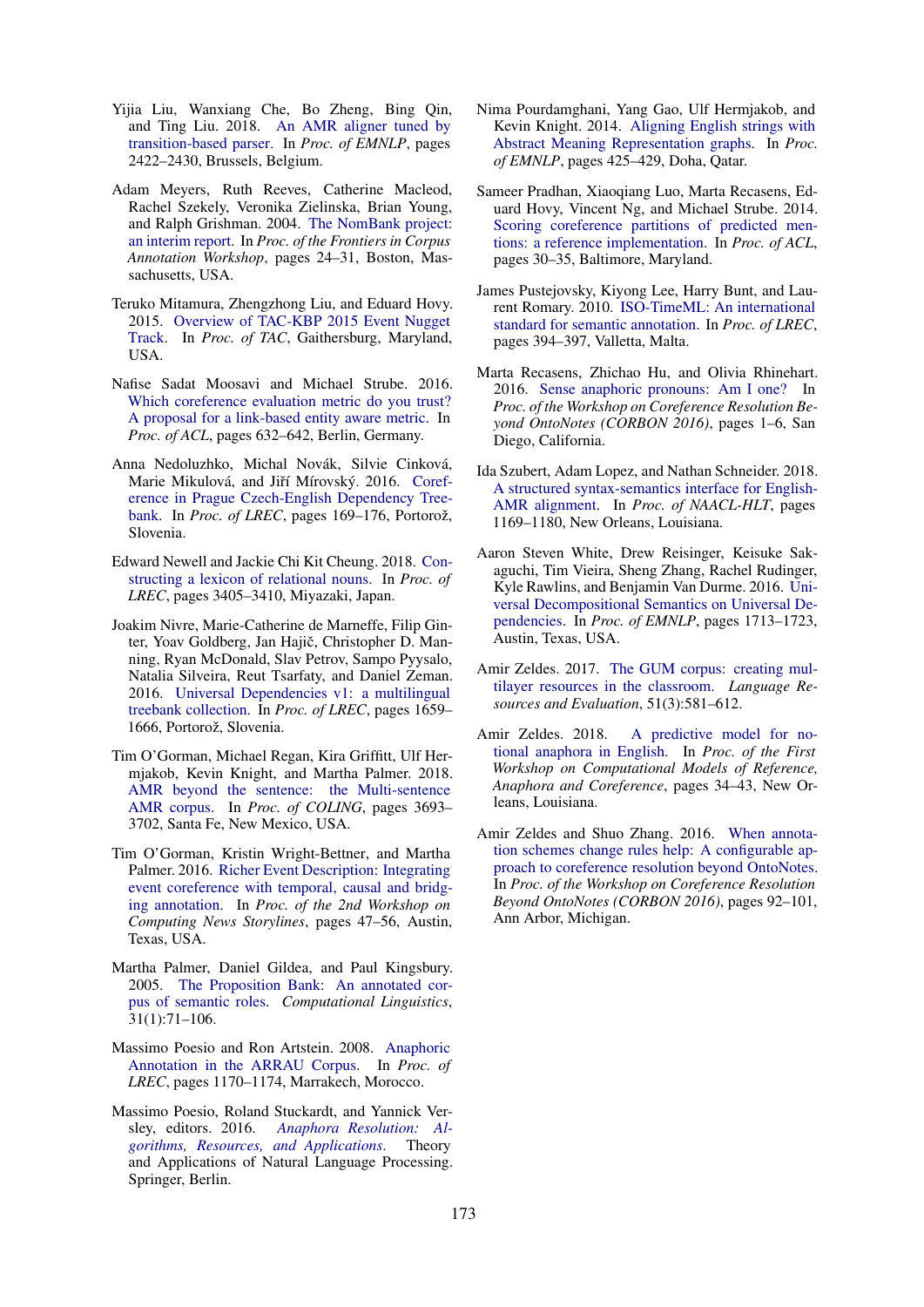Yijia Liu, Wanxiang Che, Bo Zheng, Bing Qin, and Ting Liu. 2018. An AMR aligner tuned by transition-based parser. In *Proc. of EMNLP*, pages 2422–2430, Brussels, Belgium.

Adam Meyers, Ruth Reeves, Catherine Macleod, Rachel Szekely, Veronika Zielinska, Brian Young, and Ralph Grishman. 2004. The NomBank project: an interim report. In *Proc. of the Frontiers in Corpus Annotation Workshop*, pages 24–31, Boston, Massachusetts, USA.

Teruko Mitamura, Zhengzhong Liu, and Eduard Hovy. 2015. Overview of TAC-KBP 2015 Event Nugget Track. In *Proc. of TAC*, Gaithersburg, Maryland, USA.

Nafise Sadat Moosavi and Michael Strube. 2016. Which coreference evaluation metric do you trust? A proposal for a link-based entity aware metric. In *Proc. of ACL*, pages 632–642, Berlin, Germany.

Anna Nedoluzhko, Michal Novák, Silvie Cinková, Marie Mikulová, and Jiří Mírovský. 2016. Coreference in Prague Czech-English Dependency Treebank. In *Proc. of LREC*, pages 169–176, Portorož, Slovenia.

Edward Newell and Jackie Chi Kit Cheung. 2018. Constructing a lexicon of relational nouns. In *Proc. of LREC*, pages 3405–3410, Miyazaki, Japan.

Joakim Nivre, Marie-Catherine de Marneffe, Filip Ginter, Yoav Goldberg, Jan Hajič, Christopher D. Manning, Ryan McDonald, Slav Petrov, Sampo Pyysalo, Natalia Silveira, Reut Tsarfaty, and Daniel Zeman. 2016. Universal Dependencies v1: a multilingual treebank collection. In *Proc. of LREC*, pages 1659–1666, Portorož, Slovenia.

Tim O'Gorman, Michael Regan, Kira Griffitt, Ulf Hermjakob, Kevin Knight, and Martha Palmer. 2018. AMR beyond the sentence: the Multi-sentence AMR corpus. In *Proc. of COLING*, pages 3693–3702, Santa Fe, New Mexico, USA.

Tim O'Gorman, Kristin Wright-Bettner, and Martha Palmer. 2016. Richer Event Description: Integrating event coreference with temporal, causal and bridging annotation. In *Proc. of the 2nd Workshop on Computing News Storylines*, pages 47–56, Austin, Texas, USA.

Martha Palmer, Daniel Gildea, and Paul Kingsbury. 2005. The Proposition Bank: An annotated corpus of semantic roles. *Computational Linguistics*, 31(1):71–106.

Massimo Poesio and Ron Artstein. 2008. Anaphoric Annotation in the ARRAU Corpus. In *Proc. of LREC*, pages 1170–1174, Marrakech, Morocco.

Massimo Poesio, Roland Stuckardt, and Yannick Versley, editors. 2016. *Anaphora Resolution: Algorithms, Resources, and Applications*. Theory and Applications of Natural Language Processing. Springer, Berlin.

Nima Pourdamghani, Yang Gao, Ulf Hermjakob, and Kevin Knight. 2014. Aligning English strings with Abstract Meaning Representation graphs. In *Proc. of EMNLP*, pages 425–429, Doha, Qatar.

Sameer Pradhan, Xiaoqiang Luo, Marta Recasens, Eduard Hovy, Vincent Ng, and Michael Strube. 2014. Scoring coreference partitions of predicted mentions: a reference implementation. In *Proc. of ACL*, pages 30–35, Baltimore, Maryland.

James Pustejovsky, Kiyong Lee, Harry Bunt, and Laurent Romary. 2010. ISO-TimeML: An international standard for semantic annotation. In *Proc. of LREC*, pages 394–397, Valletta, Malta.

Marta Recasens, Zhichao Hu, and Olivia Rhinehart. 2016. Sense anaphoric pronouns: Am I one? In *Proc. of the Workshop on Coreference Resolution Beyond OntoNotes (CORBON 2016)*, pages 1–6, San Diego, California.

Ida Szubert, Adam Lopez, and Nathan Schneider. 2018. A structured syntax-semantics interface for English-AMR alignment. In *Proc. of NAACL-HLT*, pages 1169–1180, New Orleans, Louisiana.

Aaron Steven White, Drew Reisinger, Keisuke Sakaguchi, Tim Vieira, Sheng Zhang, Rachel Rudinger, Kyle Rawlins, and Benjamin Van Durme. 2016. Universal Decompositional Semantics on Universal Dependencies. In *Proc. of EMNLP*, pages 1713–1723, Austin, Texas, USA.

Amir Zeldes. 2017. The GUM corpus: creating multilayer resources in the classroom. *Language Resources and Evaluation*, 51(3):581–612.

Amir Zeldes. 2018. A predictive model for notional anaphora in English. In *Proc. of the First Workshop on Computational Models of Reference, Anaphora and Coreference*, pages 34–43, New Orleans, Louisiana.

Amir Zeldes and Shuo Zhang. 2016. When annotation schemes change rules help: A configurable approach to coreference resolution beyond OntoNotes. In *Proc. of the Workshop on Coreference Resolution Beyond OntoNotes (CORBON 2016)*, pages 92–101, Ann Arbor, Michigan.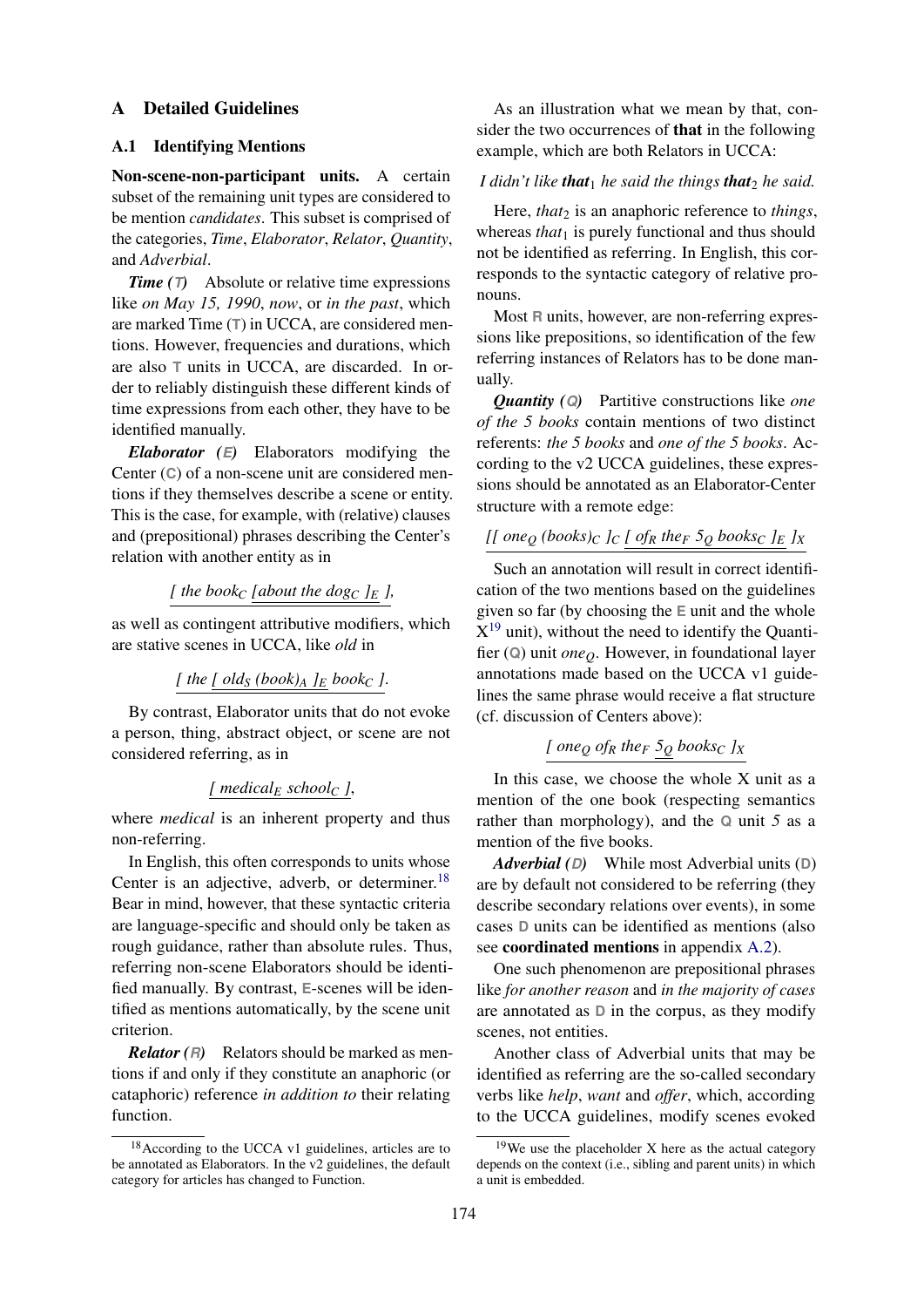## A Detailed Guidelines

### A.1 Identifying Mentions

**Non-scene-non-participant units.** A certain subset of the remaining unit types are considered to be mention *candidates*. This subset is comprised of the categories, *Time*, *Elaborator*, *Relator*, *Quantity*, and *Adverbial*.

***Time (T)*** Absolute or relative time expressions like *on May 15, 1990*, *now*, or *in the past*, which are marked Time (T) in UCCA, are considered mentions. However, frequencies and durations, which are also T units in UCCA, are discarded. In order to reliably distinguish these different kinds of time expressions from each other, they have to be identified manually.

***Elaborator (E)*** Elaborators modifying the Center (C) of a non-scene unit are considered mentions if they themselves describe a scene or entity. This is the case, for example, with (relative) clauses and (prepositional) phrases describing the Center's relation with another entity as in

$$[\ \textit{the book}_C\ [\textit{about the dog}_C\ ]_E\ ],$$

as well as contingent attributive modifiers, which are stative scenes in UCCA, like *old* in

$$[\ \textit{the}\ [\ \textit{old}_S\ (\textit{book})_A\ ]_E\ \textit{book}_C\ ].$$

By contrast, Elaborator units that do not evoke a person, thing, abstract object, or scene are not considered referring, as in

$$[\ \textit{medical}_E\ \textit{school}_C\ ],$$

where *medical* is an inherent property and thus non-referring.

In English, this often corresponds to units whose Center is an adjective, adverb, or determiner.[18] Bear in mind, however, that these syntactic criteria are language-specific and should only be taken as rough guidance, rather than absolute rules. Thus, referring non-scene Elaborators should be identified manually. By contrast, E-scenes will be identified as mentions automatically, by the scene unit criterion.

***Relator (R)*** Relators should be marked as mentions if and only if they constitute an anaphoric (or cataphoric) reference *in addition to* their relating function.

As an illustration what we mean by that, consider the two occurrences of **that** in the following example, which are both Relators in UCCA:

*I didn't like* $\textbf{\textit{that}}_1$ *he said the things* $\textbf{\textit{that}}_2$ *he said.*

Here, $\textit{that}_2$ is an anaphoric reference to *things*, whereas $\textit{that}_1$ is purely functional and thus should not be identified as referring. In English, this corresponds to the syntactic category of relative pronouns.

Most R units, however, are non-referring expressions like prepositions, so identification of the few referring instances of Relators has to be done manually.

***Quantity (Q)*** Partitive constructions like *one of the 5 books* contain mentions of two distinct referents: *the 5 books* and *one of the 5 books*. According to the v2 UCCA guidelines, these expressions should be annotated as an Elaborator-Center structure with a remote edge:

$$[[\ \textit{one}_Q\ (\textit{books})_C\ ]_C\ [\ \textit{of}_R\ \textit{the}_F\ 5_Q\ \textit{books}_C\ ]_E\ ]_X$$

Such an annotation will result in correct identification of the two mentions based on the guidelines given so far (by choosing the E unit and the whole X[19] unit), without the need to identify the Quantifier (Q) unit $\textit{one}_Q$. However, in foundational layer annotations made based on the UCCA v1 guidelines the same phrase would receive a flat structure (cf. discussion of Centers above):

$$[\ \textit{one}_Q\ \textit{of}_R\ \textit{the}_F\ 5_Q\ \textit{books}_C\ ]_X$$

In this case, we choose the whole X unit as a mention of the one book (respecting semantics rather than morphology), and the Q unit *5* as a mention of the five books.

***Adverbial (D)*** While most Adverbial units (D) are by default not considered to be referring (they describe secondary relations over events), in some cases D units can be identified as mentions (also see **coordinated mentions** in appendix A.2).

One such phenomenon are prepositional phrases like *for another reason* and *in the majority of cases* are annotated as D in the corpus, as they modify scenes, not entities.

Another class of Adverbial units that may be identified as referring are the so-called secondary verbs like *help*, *want* and *offer*, which, according to the UCCA guidelines, modify scenes evoked

[18] According to the UCCA v1 guidelines, articles are to be annotated as Elaborators. In the v2 guidelines, the default category for articles has changed to Function.

[19] We use the placeholder X here as the actual category depends on the context (i.e., sibling and parent units) in which a unit is embedded.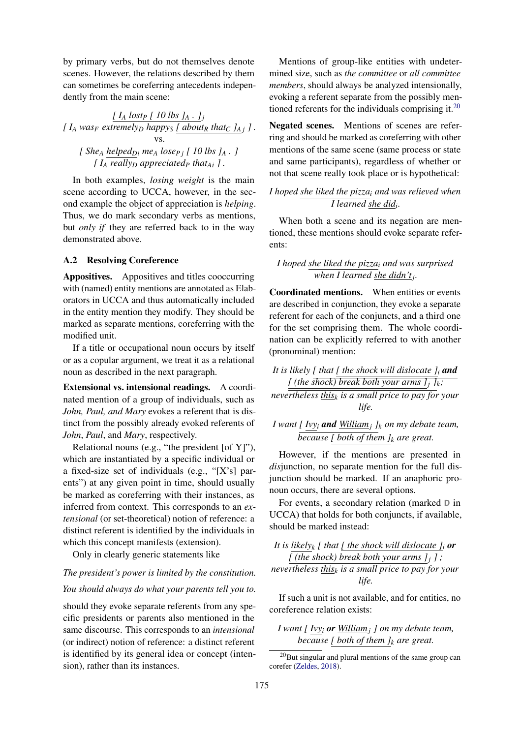by primary verbs, but do not themselves denote scenes. However, the relations described by them can sometimes be coreferring antecedents independently from the main scene:

*[ $I_A$ $lost_P$ [ 10 lbs $]_A$ . $]_j$*
*[ $I_A$ $was_F$ $extremely_D$ $happy_S$ [ $about_R$ $that_C$ $]_{A\,j}$ ] .*
vs.
*[ $She_A$ $helped_{D\,i}$ $me_A$ $lose_{P\,j}$ [ 10 lbs $]_A$ . ]*
*[ $I_A$ $really_D$ $appreciated_P$ $that_{A\,i}$ ] .*

In both examples, *losing weight* is the main scene according to UCCA, however, in the second example the object of appreciation is *helping*. Thus, we do mark secondary verbs as mentions, but *only if* they are referred back to in the way demonstrated above.

### A.2 Resolving Coreference

**Appositives.** Appositives and titles cooccurring with (named) entity mentions are annotated as Elaborators in UCCA and thus automatically included in the entity mention they modify. They should be marked as separate mentions, coreferring with the modified unit.

If a title or occupational noun occurs by itself or as a copular argument, we treat it as a relational noun as described in the next paragraph.

**Extensional vs. intensional readings.** A coordinated mention of a group of individuals, such as *John, Paul, and Mary* evokes a referent that is distinct from the possibly already evoked referents of *John*, *Paul*, and *Mary*, respectively.

Relational nouns (e.g., "the president [of Y]"), which are instantiated by a specific individual or a fixed-size set of individuals (e.g., "[X's] parents") at any given point in time, should usually be marked as coreferring with their instances, as inferred from context. This corresponds to an *extensional* (or set-theoretical) notion of reference: a distinct referent is identified by the individuals in which this concept manifests (extension).

Only in clearly generic statements like

*The president's power is limited by the constitution.*

*You should always do what your parents tell you to.*

should they evoke separate referents from any specific presidents or parents also mentioned in the same discourse. This corresponds to an *intensional* (or indirect) notion of reference: a distinct referent is identified by its general idea or concept (intension), rather than its instances.

Mentions of group-like entities with undetermined size, such as *the committee* or *all committee members*, should always be analyzed intensionally, evoking a referent separate from the possibly mentioned referents for the individuals comprising it.[20]

**Negated scenes.** Mentions of scenes are referring and should be marked as coreferring with other mentions of the same scene (same process or state and same participants), regardless of whether or not that scene really took place or is hypothetical:

*I hoped $\underline{\text{she liked the pizza}}_i$ and was relieved when I learned $\underline{\text{she did}}_i$.*

When both a scene and its negation are mentioned, these mentions should evoke separate referents:

*I hoped $\underline{\text{she liked the pizza}}_i$ and was surprised when I learned $\underline{\text{she didn't}}_j$.*

**Coordinated mentions.** When entities or events are described in conjunction, they evoke a separate referent for each of the conjuncts, and a third one for the set comprising them. The whole coordination can be explicitly referred to with another (pronominal) mention:

*It is likely [ that [ the shock will dislocate $]_i$ **and** [ (the shock) break both your arms $]_j$ $]_k$; nevertheless $this_k$ is a small price to pay for your life.*

*I want [ $Ivy_i$ **and** $William_j$ $]_k$ on my debate team, because [ both of them $]_k$ are great.*

However, if the mentions are presented in *dis*junction, no separate mention for the full disjunction should be marked. If an anaphoric pronoun occurs, there are several options.

For events, a secondary relation (marked D in UCCA) that holds for both conjuncts, if available, should be marked instead:

*It is $likely_k$ [ that [ the shock will dislocate $]_i$ **or** [ (the shock) break both your arms $]_j$ ] ; nevertheless $this_k$ is a small price to pay for your life.*

If such a unit is not available, and for entities, no coreference relation exists:

*I want [ $Ivy_i$ **or** $William_j$ ] on my debate team, because [ both of them $]_k$ are great.*

[20]But singular and plural mentions of the same group can corefer (Zeldes, 2018).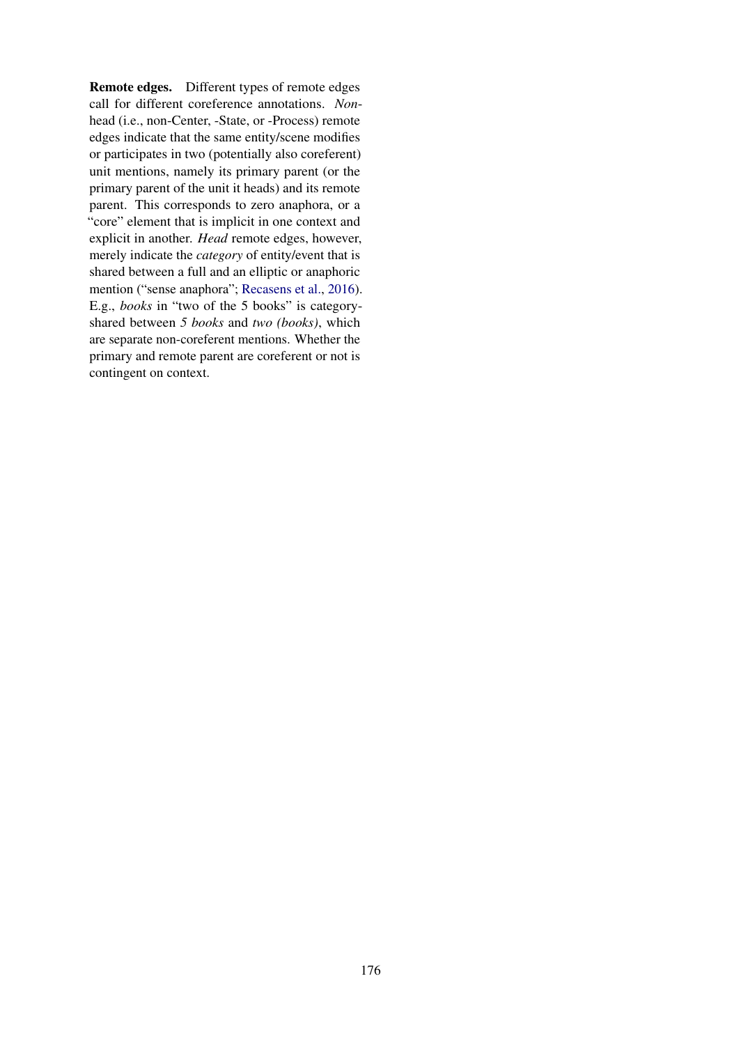**Remote edges.** Different types of remote edges call for different coreference annotations. *Non*-head (i.e., non-Center, -State, or -Process) remote edges indicate that the same entity/scene modifies or participates in two (potentially also coreferent) unit mentions, namely its primary parent (or the primary parent of the unit it heads) and its remote parent. This corresponds to zero anaphora, or a "core" element that is implicit in one context and explicit in another. *Head* remote edges, however, merely indicate the *category* of entity/event that is shared between a full and an elliptic or anaphoric mention ("sense anaphora"; Recasens et al., 2016). E.g., *books* in "two of the 5 books" is category-shared between *5 books* and *two (books)*, which are separate non-coreferent mentions. Whether the primary and remote parent are coreferent or not is contingent on context.